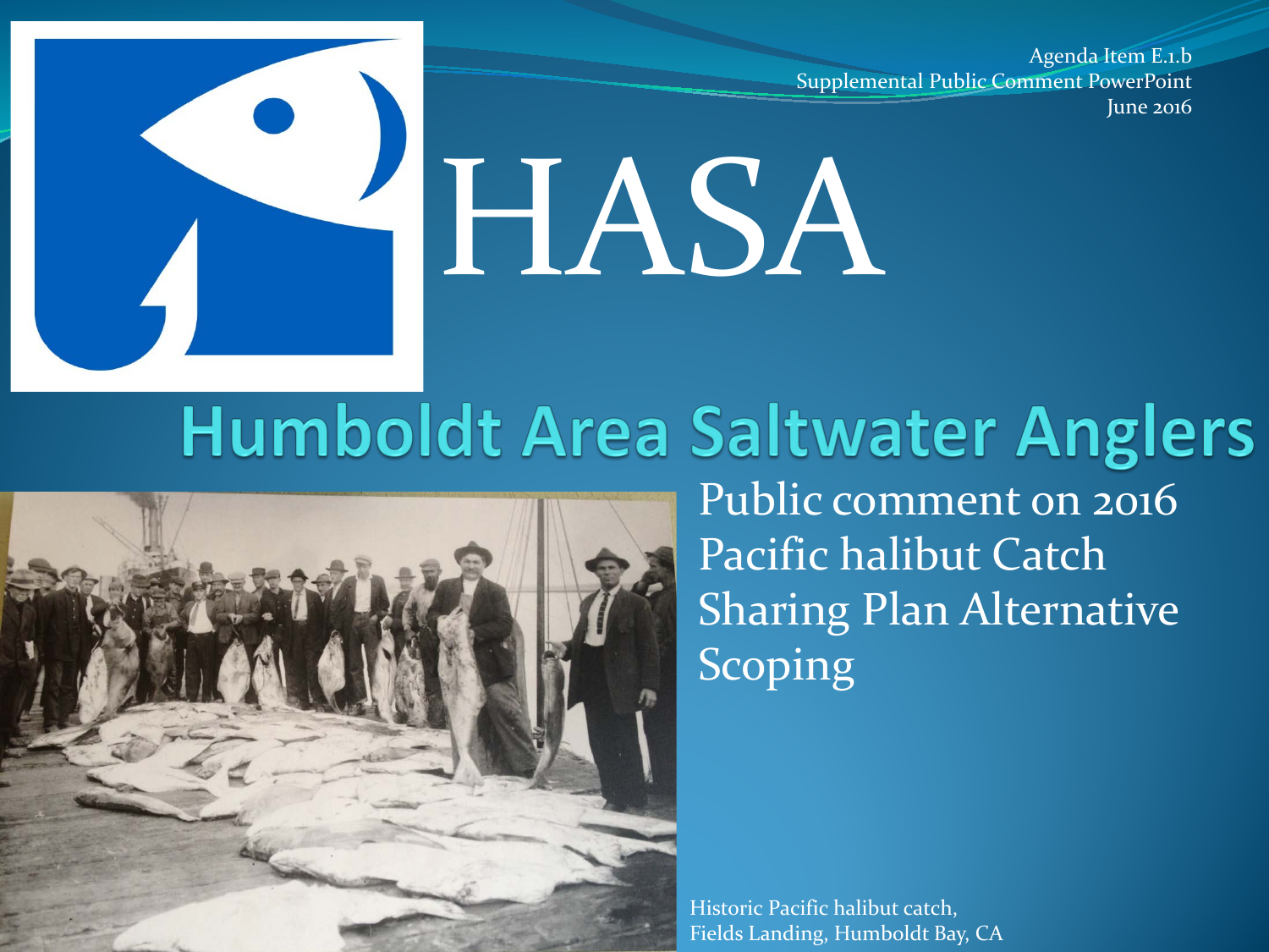Agenda Item E.1.b
Supplemental Public Comment PowerPoint
June 2016

# HASA

## Humboldt Area Saltwater Anglers

Public comment on 2016 Pacific halibut Catch Sharing Plan Alternative Scoping

Historic Pacific halibut catch, Fields Landing, Humboldt Bay, CA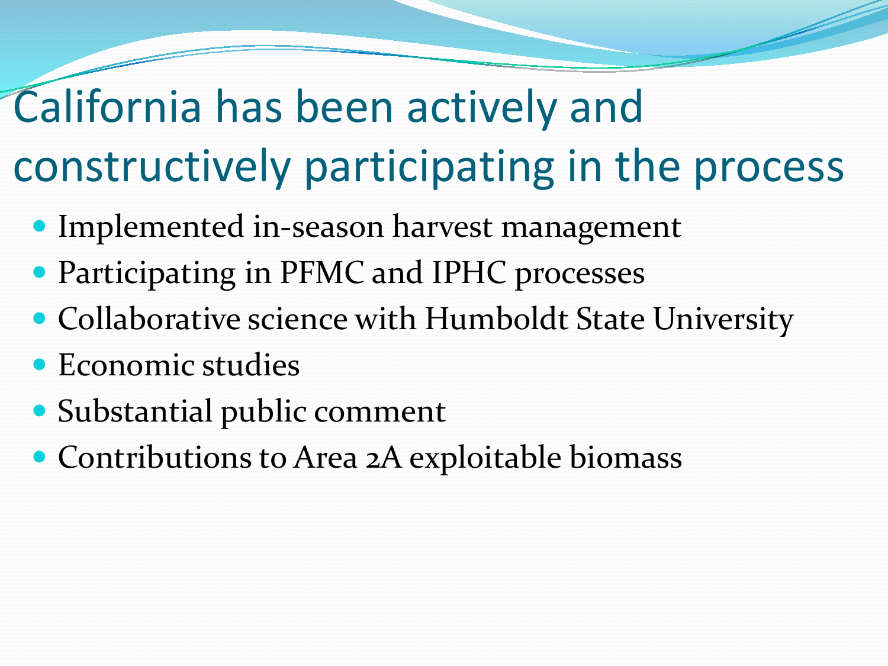# California has been actively and constructively participating in the process

- Implemented in-season harvest management
- Participating in PFMC and IPHC processes
- Collaborative science with Humboldt State University
- Economic studies
- Substantial public comment
- Contributions to Area 2A exploitable biomass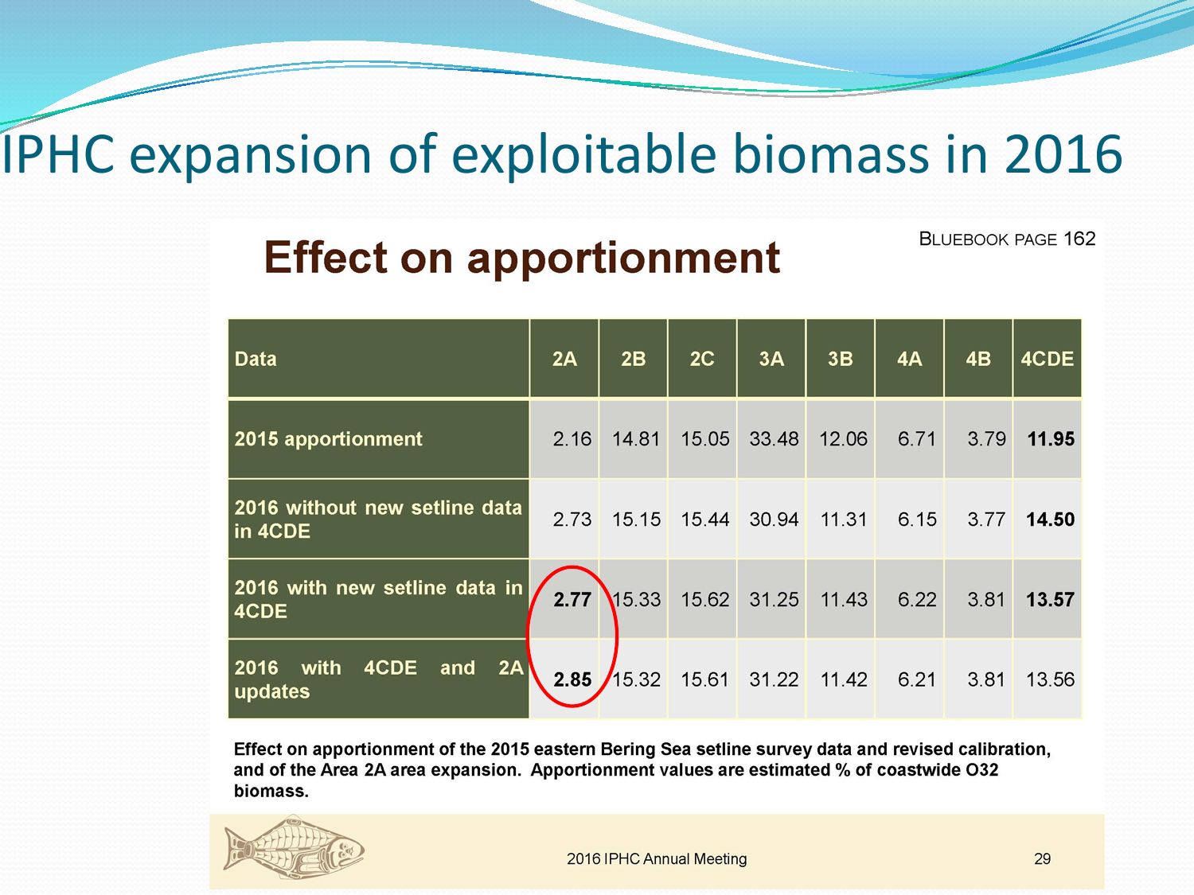# IPHC expansion of exploitable biomass in 2016

## Effect on apportionment

BLUEBOOK PAGE 162

| Data | 2A | 2B | 2C | 3A | 3B | 4A | 4B | 4CDE |
|---|---|---|---|---|---|---|---|---|
| 2015 apportionment | 2.16 | 14.81 | 15.05 | 33.48 | 12.06 | 6.71 | 3.79 | **11.95** |
| 2016 without new setline data in 4CDE | 2.73 | 15.15 | 15.44 | 30.94 | 11.31 | 6.15 | 3.77 | **14.50** |
| 2016 with new setline data in 4CDE | **2.77** | 15.33 | 15.62 | 31.25 | 11.43 | 6.22 | 3.81 | **13.57** |
| 2016 with 4CDE and 2A updates | **2.85** | 15.32 | 15.61 | 31.22 | 11.42 | 6.21 | 3.81 | 13.56 |

**Effect on apportionment of the 2015 eastern Bering Sea setline survey data and revised calibration, and of the Area 2A area expansion. Apportionment values are estimated % of coastwide O32 biomass.**

2016 IPHC Annual Meeting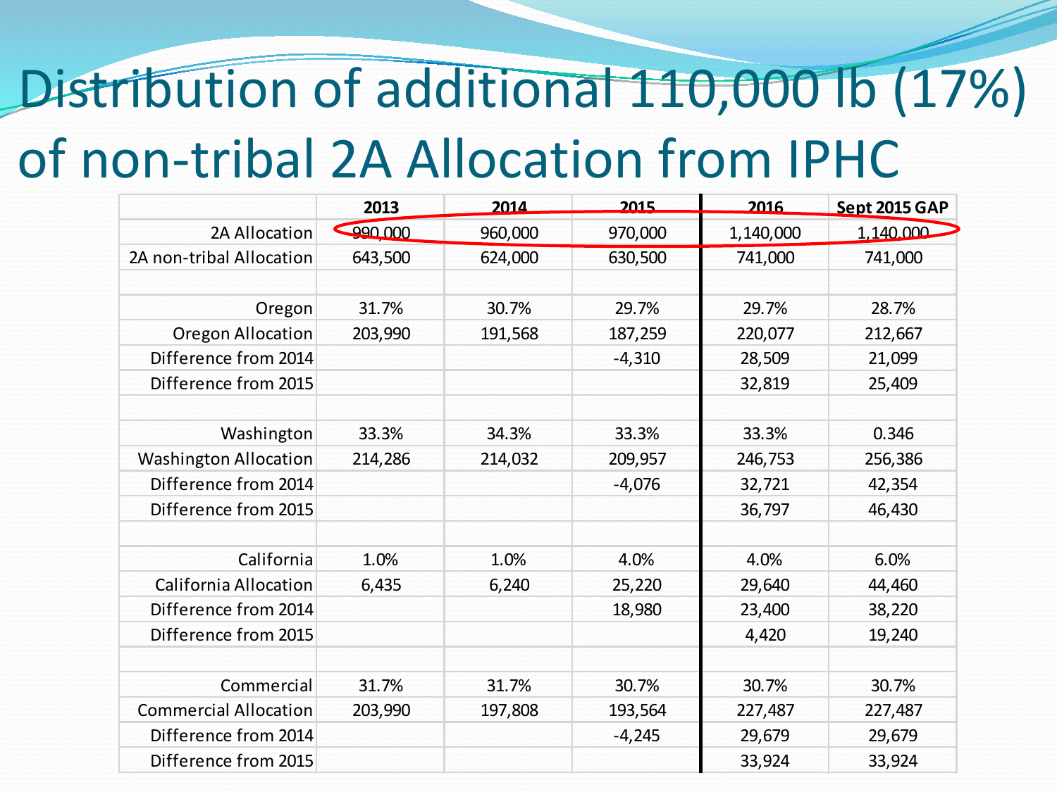# Distribution of additional 110,000 lb (17%) of non-tribal 2A Allocation from IPHC

| | 2013 | 2014 | 2015 | 2016 | Sept 2015 GAP |
|---|---|---|---|---|---|
| 2A Allocation | 990,000 | 960,000 | 970,000 | 1,140,000 | 1,140,000 |
| 2A non-tribal Allocation | 643,500 | 624,000 | 630,500 | 741,000 | 741,000 |
| | | | | | |
| Oregon | 31.7% | 30.7% | 29.7% | 29.7% | 28.7% |
| Oregon Allocation | 203,990 | 191,568 | 187,259 | 220,077 | 212,667 |
| Difference from 2014 | | | -4,310 | 28,509 | 21,099 |
| Difference from 2015 | | | | 32,819 | 25,409 |
| | | | | | |
| Washington | 33.3% | 34.3% | 33.3% | 33.3% | 0.346 |
| Washington Allocation | 214,286 | 214,032 | 209,957 | 246,753 | 256,386 |
| Difference from 2014 | | | -4,076 | 32,721 | 42,354 |
| Difference from 2015 | | | | 36,797 | 46,430 |
| | | | | | |
| California | 1.0% | 1.0% | 4.0% | 4.0% | 6.0% |
| California Allocation | 6,435 | 6,240 | 25,220 | 29,640 | 44,460 |
| Difference from 2014 | | | 18,980 | 23,400 | 38,220 |
| Difference from 2015 | | | | 4,420 | 19,240 |
| | | | | | |
| Commercial | 31.7% | 31.7% | 30.7% | 30.7% | 30.7% |
| Commercial Allocation | 203,990 | 197,808 | 193,564 | 227,487 | 227,487 |
| Difference from 2014 | | | -4,245 | 29,679 | 29,679 |
| Difference from 2015 | | | | 33,924 | 33,924 |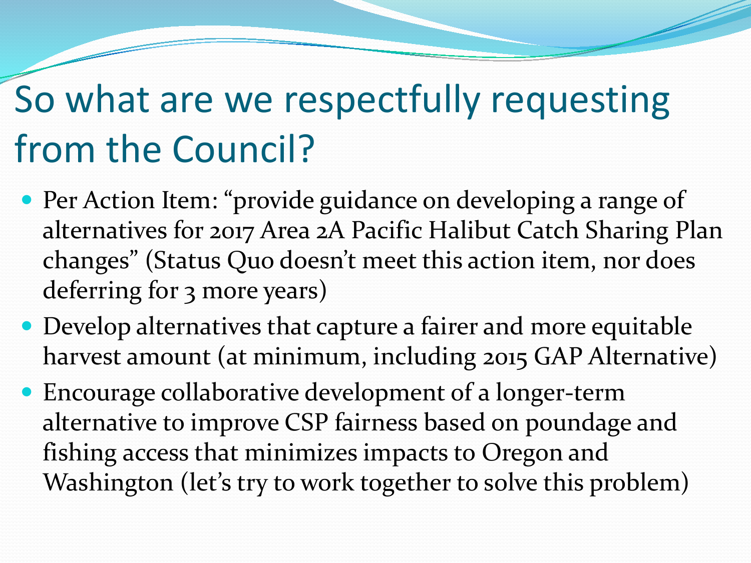# So what are we respectfully requesting from the Council?

- Per Action Item: "provide guidance on developing a range of alternatives for 2017 Area 2A Pacific Halibut Catch Sharing Plan changes" (Status Quo doesn't meet this action item, nor does deferring for 3 more years)
- Develop alternatives that capture a fairer and more equitable harvest amount (at minimum, including 2015 GAP Alternative)
- Encourage collaborative development of a longer-term alternative to improve CSP fairness based on poundage and fishing access that minimizes impacts to Oregon and Washington (let's try to work together to solve this problem)